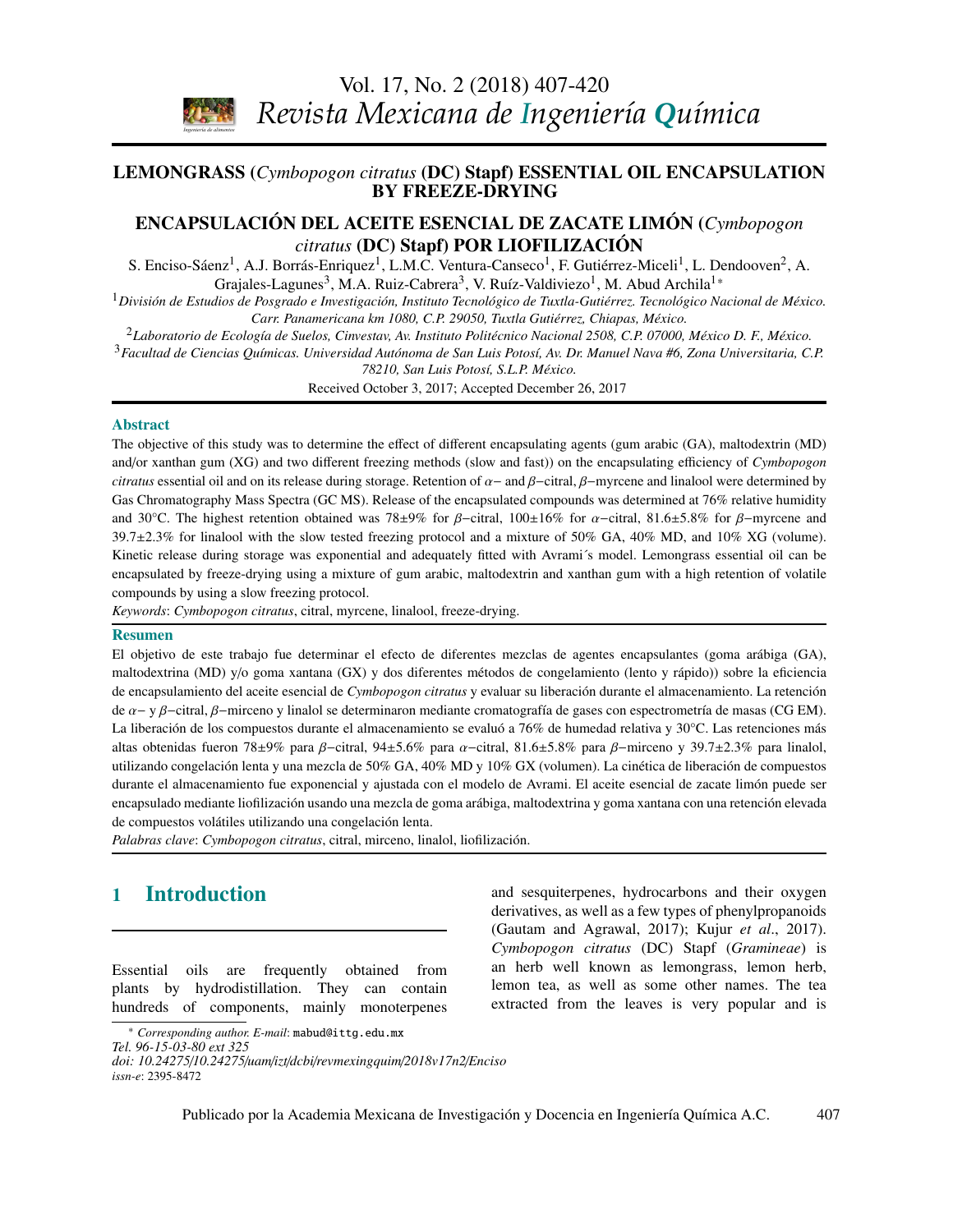# LEMONGRASS (*Cymbopogon citratus* (DC) Stapf) ESSENTIAL OIL ENCAPSULATION BY FREEZE-DRYING

# ENCAPSULACIÓN DEL ACEITE ESENCIAL DE ZACATE LIMÓN (*Cymbopogon citratus* (DC) Stapf) POR LIOFILIZACIÓN

S. Enciso-Sáenz[1], A.J. Borrás-Enriquez[1], L.M.C. Ventura-Canseco[1], F. Gutiérrez-Miceli[1], L. Dendooven[2], A. Grajales-Lagunes[3], M.A. Ruiz-Cabrera[3], V. Ruíz-Valdiviezo[1], M. Abud Archila[1*]

[1]*División de Estudios de Posgrado e Investigación, Instituto Tecnológico de Tuxtla-Gutiérrez. Tecnológico Nacional de México. Carr. Panamericana km 1080, C.P. 29050, Tuxtla Gutiérrez, Chiapas, México.*

[2]*Laboratorio de Ecología de Suelos, Cinvestav, Av. Instituto Politécnico Nacional 2508, C.P. 07000, México D. F., México.*

[3]*Facultad de Ciencias Químicas. Universidad Autónoma de San Luis Potosí, Av. Dr. Manuel Nava #6, Zona Universitaria, C.P. 78210, San Luis Potosí, S.L.P. México.*

Received October 3, 2017; Accepted December 26, 2017

## Abstract

The objective of this study was to determine the effect of different encapsulating agents (gum arabic (GA), maltodextrin (MD) and/or xanthan gum (XG) and two different freezing methods (slow and fast)) on the encapsulating efficiency of *Cymbopogon citratus* essential oil and on its release during storage. Retention of $\alpha-$ and $\beta-$citral, $\beta-$myrcene and linalool were determined by Gas Chromatography Mass Spectra (GC MS). Release of the encapsulated compounds was determined at 76% relative humidity and 30°C. The highest retention obtained was 78±9% for $\beta-$citral, 100±16% for $\alpha-$citral, 81.6±5.8% for $\beta-$myrcene and 39.7±2.3% for linalool with the slow tested freezing protocol and a mixture of 50% GA, 40% MD, and 10% XG (volume). Kinetic release during storage was exponential and adequately fitted with Avrami´s model. Lemongrass essential oil can be encapsulated by freeze-drying using a mixture of gum arabic, maltodextrin and xanthan gum with a high retention of volatile compounds by using a slow freezing protocol.

*Keywords*: *Cymbopogon citratus*, citral, myrcene, linalool, freeze-drying.

## Resumen

El objetivo de este trabajo fue determinar el efecto de diferentes mezclas de agentes encapsulantes (goma arábiga (GA), maltodextrina (MD) y/o goma xantana (GX) y dos diferentes métodos de congelamiento (lento y rápido)) sobre la eficiencia de encapsulamiento del aceite esencial de *Cymbopogon citratus* y evaluar su liberación durante el almacenamiento. La retención de $\alpha-$ y $\beta-$citral, $\beta-$mirceno y linalol se determinaron mediante cromatografía de gases con espectrometría de masas (CG EM). La liberación de los compuestos durante el almacenamiento se evaluó a 76% de humedad relativa y 30°C. Las retenciones más altas obtenidas fueron 78±9% para $\beta-$citral, 94±5.6% para $\alpha-$citral, 81.6±5.8% para $\beta-$mirceno y 39.7±2.3% para linalol, utilizando congelación lenta y una mezcla de 50% GA, 40% MD y 10% GX (volumen). La cinética de liberación de compuestos durante el almacenamiento fue exponencial y ajustada con el modelo de Avrami. El aceite esencial de zacate limón puede ser encapsulado mediante liofilización usando una mezcla de goma arábiga, maltodextrina y goma xantana con una retención elevada de compuestos volátiles utilizando una congelación lenta.

*Palabras clave*: *Cymbopogon citratus*, citral, mirceno, linalol, liofilización.

## 1 Introduction

Essential oils are frequently obtained from plants by hydrodistillation. They can contain hundreds of components, mainly monoterpenes and sesquiterpenes, hydrocarbons and their oxygen derivatives, as well as a few types of phenylpropanoids (Gautam and Agrawal, 2017); Kujur *et al*., 2017). *Cymbopogon citratus* (DC) Stapf (*Gramineae*) is an herb well known as lemongrass, lemon herb, lemon tea, as well as some other names. The tea extracted from the leaves is very popular and is

[*] *Corresponding author. E-mail*: mabud@ittg.edu.mx
*Tel. 96-15-03-80 ext 325*
*doi: 10.24275/10.24275/uam/izt/dcbi/revmexingquim/2018v17n2/Enciso*
*issn-e*: 2395-8472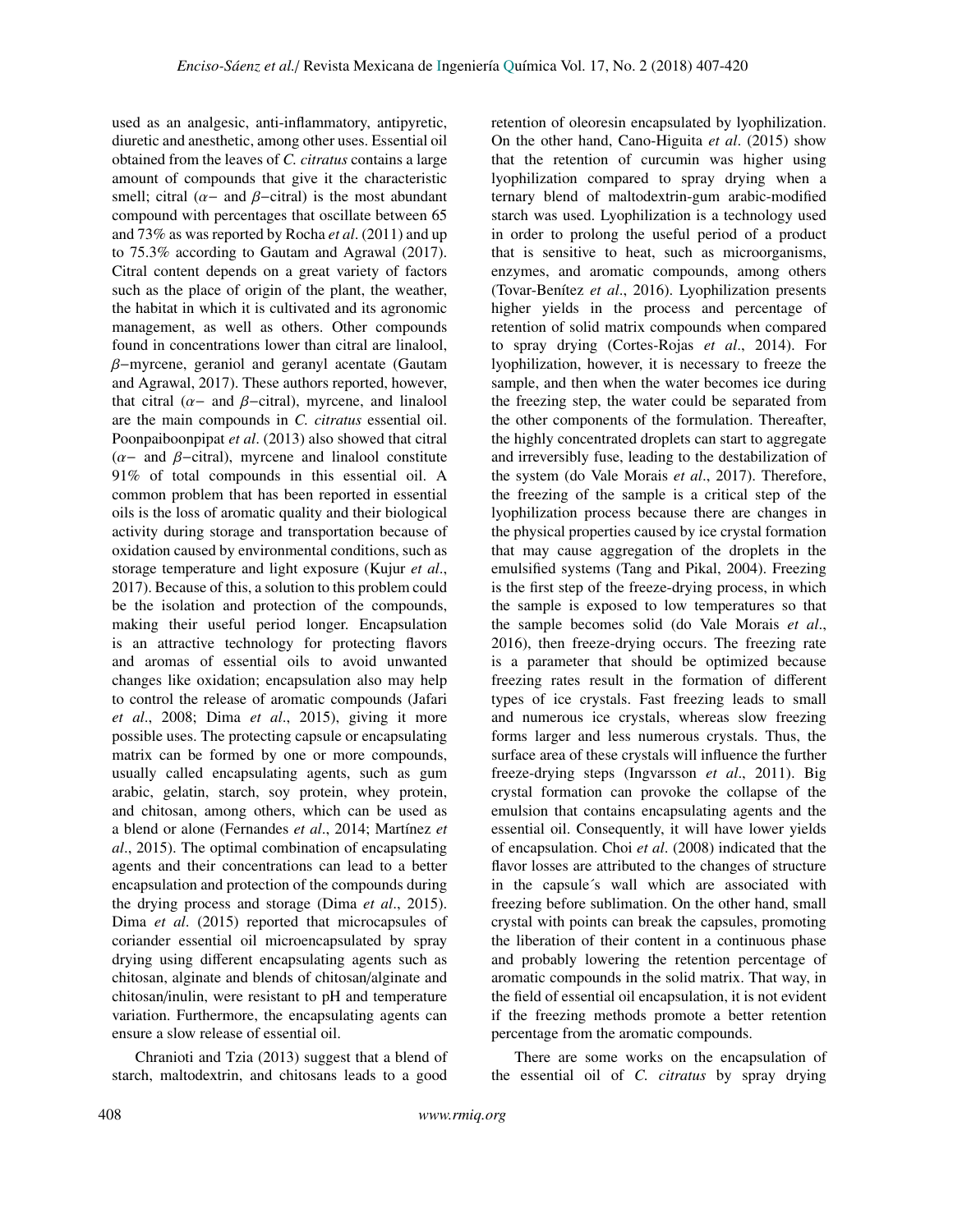used as an analgesic, anti-inflammatory, antipyretic, diuretic and anesthetic, among other uses. Essential oil obtained from the leaves of *C. citratus* contains a large amount of compounds that give it the characteristic smell; citral ($\alpha-$ and $\beta-$citral) is the most abundant compound with percentages that oscillate between 65 and 73% as was reported by Rocha *et al*. (2011) and up to 75.3% according to Gautam and Agrawal (2017). Citral content depends on a great variety of factors such as the place of origin of the plant, the weather, the habitat in which it is cultivated and its agronomic management, as well as others. Other compounds found in concentrations lower than citral are linalool, $\beta-$myrcene, geraniol and geranyl acentate (Gautam and Agrawal, 2017). These authors reported, however, that citral ($\alpha-$ and $\beta-$citral), myrcene, and linalool are the main compounds in *C. citratus* essential oil. Poonpaiboonpipat *et al*. (2013) also showed that citral ($\alpha-$ and $\beta-$citral), myrcene and linalool constitute 91% of total compounds in this essential oil. A common problem that has been reported in essential oils is the loss of aromatic quality and their biological activity during storage and transportation because of oxidation caused by environmental conditions, such as storage temperature and light exposure (Kujur *et al*., 2017). Because of this, a solution to this problem could be the isolation and protection of the compounds, making their useful period longer. Encapsulation is an attractive technology for protecting flavors and aromas of essential oils to avoid unwanted changes like oxidation; encapsulation also may help to control the release of aromatic compounds (Jafari *et al*., 2008; Dima *et al*., 2015), giving it more possible uses. The protecting capsule or encapsulating matrix can be formed by one or more compounds, usually called encapsulating agents, such as gum arabic, gelatin, starch, soy protein, whey protein, and chitosan, among others, which can be used as a blend or alone (Fernandes *et al*., 2014; Martínez *et al*., 2015). The optimal combination of encapsulating agents and their concentrations can lead to a better encapsulation and protection of the compounds during the drying process and storage (Dima *et al*., 2015). Dima *et al*. (2015) reported that microcapsules of coriander essential oil microencapsulated by spray drying using different encapsulating agents such as chitosan, alginate and blends of chitosan/alginate and chitosan/inulin, were resistant to pH and temperature variation. Furthermore, the encapsulating agents can ensure a slow release of essential oil.

Chranioti and Tzia (2013) suggest that a blend of starch, maltodextrin, and chitosans leads to a good retention of oleoresin encapsulated by lyophilization. On the other hand, Cano-Higuita *et al*. (2015) show that the retention of curcumin was higher using lyophilization compared to spray drying when a ternary blend of maltodextrin-gum arabic-modified starch was used. Lyophilization is a technology used in order to prolong the useful period of a product that is sensitive to heat, such as microorganisms, enzymes, and aromatic compounds, among others (Tovar-Benítez *et al*., 2016). Lyophilization presents higher yields in the process and percentage of retention of solid matrix compounds when compared to spray drying (Cortes-Rojas *et al*., 2014). For lyophilization, however, it is necessary to freeze the sample, and then when the water becomes ice during the freezing step, the water could be separated from the other components of the formulation. Thereafter, the highly concentrated droplets can start to aggregate and irreversibly fuse, leading to the destabilization of the system (do Vale Morais *et al*., 2017). Therefore, the freezing of the sample is a critical step of the lyophilization process because there are changes in the physical properties caused by ice crystal formation that may cause aggregation of the droplets in the emulsified systems (Tang and Pikal, 2004). Freezing is the first step of the freeze-drying process, in which the sample is exposed to low temperatures so that the sample becomes solid (do Vale Morais *et al*., 2016), then freeze-drying occurs. The freezing rate is a parameter that should be optimized because freezing rates result in the formation of different types of ice crystals. Fast freezing leads to small and numerous ice crystals, whereas slow freezing forms larger and less numerous crystals. Thus, the surface area of these crystals will influence the further freeze-drying steps (Ingvarsson *et al*., 2011). Big crystal formation can provoke the collapse of the emulsion that contains encapsulating agents and the essential oil. Consequently, it will have lower yields of encapsulation. Choi *et al*. (2008) indicated that the flavor losses are attributed to the changes of structure in the capsule´s wall which are associated with freezing before sublimation. On the other hand, small crystal with points can break the capsules, promoting the liberation of their content in a continuous phase and probably lowering the retention percentage of aromatic compounds in the solid matrix. That way, in the field of essential oil encapsulation, it is not evident if the freezing methods promote a better retention percentage from the aromatic compounds.

There are some works on the encapsulation of the essential oil of *C. citratus* by spray drying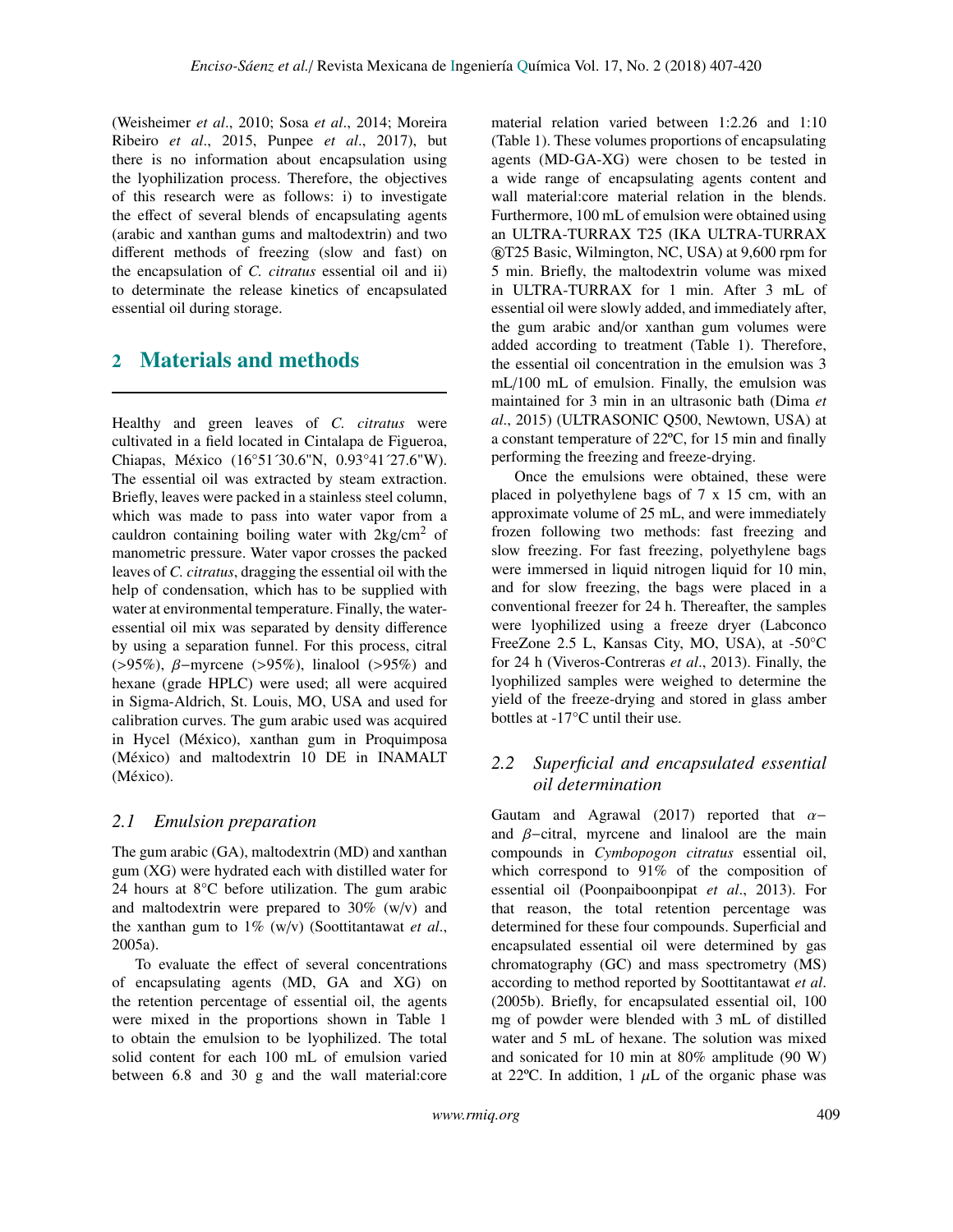(Weisheimer *et al*., 2010; Sosa *et al*., 2014; Moreira Ribeiro *et al*., 2015, Punpee *et al*., 2017), but there is no information about encapsulation using the lyophilization process. Therefore, the objectives of this research were as follows: i) to investigate the effect of several blends of encapsulating agents (arabic and xanthan gums and maltodextrin) and two different methods of freezing (slow and fast) on the encapsulation of *C. citratus* essential oil and ii) to determinate the release kinetics of encapsulated essential oil during storage.

## 2 Materials and methods

Healthy and green leaves of *C. citratus* were cultivated in a field located in Cintalapa de Figueroa, Chiapas, México (16°51´30.6"N, 0.93°41´27.6"W). The essential oil was extracted by steam extraction. Briefly, leaves were packed in a stainless steel column, which was made to pass into water vapor from a cauldron containing boiling water with 2kg/cm$^2$ of manometric pressure. Water vapor crosses the packed leaves of *C. citratus*, dragging the essential oil with the help of condensation, which has to be supplied with water at environmental temperature. Finally, the water-essential oil mix was separated by density difference by using a separation funnel. For this process, citral (>95%), $\beta-$myrcene (>95%), linalool (>95%) and hexane (grade HPLC) were used; all were acquired in Sigma-Aldrich, St. Louis, MO, USA and used for calibration curves. The gum arabic used was acquired in Hycel (México), xanthan gum in Proquimposa (México) and maltodextrin 10 DE in INAMALT (México).

### 2.1 Emulsion preparation

The gum arabic (GA), maltodextrin (MD) and xanthan gum (XG) were hydrated each with distilled water for 24 hours at 8°C before utilization. The gum arabic and maltodextrin were prepared to 30% (w/v) and the xanthan gum to 1% (w/v) (Soottitantawat *et al*., 2005a).

To evaluate the effect of several concentrations of encapsulating agents (MD, GA and XG) on the retention percentage of essential oil, the agents were mixed in the proportions shown in Table 1 to obtain the emulsion to be lyophilized. The total solid content for each 100 mL of emulsion varied between 6.8 and 30 g and the wall material:core material relation varied between 1:2.26 and 1:10 (Table 1). These volumes proportions of encapsulating agents (MD-GA-XG) were chosen to be tested in a wide range of encapsulating agents content and wall material:core material relation in the blends. Furthermore, 100 mL of emulsion were obtained using an ULTRA-TURRAX T25 (IKA ULTRA-TURRAX ®T25 Basic, Wilmington, NC, USA) at 9,600 rpm for 5 min. Briefly, the maltodextrin volume was mixed in ULTRA-TURRAX for 1 min. After 3 mL of essential oil were slowly added, and immediately after, the gum arabic and/or xanthan gum volumes were added according to treatment (Table 1). Therefore, the essential oil concentration in the emulsion was 3 mL/100 mL of emulsion. Finally, the emulsion was maintained for 3 min in an ultrasonic bath (Dima *et al*., 2015) (ULTRASONIC Q500, Newtown, USA) at a constant temperature of 22ºC, for 15 min and finally performing the freezing and freeze-drying.

Once the emulsions were obtained, these were placed in polyethylene bags of 7 x 15 cm, with an approximate volume of 25 mL, and were immediately frozen following two methods: fast freezing and slow freezing. For fast freezing, polyethylene bags were immersed in liquid nitrogen liquid for 10 min, and for slow freezing, the bags were placed in a conventional freezer for 24 h. Thereafter, the samples were lyophilized using a freeze dryer (Labconco FreeZone 2.5 L, Kansas City, MO, USA), at -50°C for 24 h (Viveros-Contreras *et al*., 2013). Finally, the lyophilized samples were weighed to determine the yield of the freeze-drying and stored in glass amber bottles at -17°C until their use.

### 2.2 Superficial and encapsulated essential oil determination

Gautam and Agrawal (2017) reported that $\alpha-$ and $\beta-$citral, myrcene and linalool are the main compounds in *Cymbopogon citratus* essential oil, which correspond to 91% of the composition of essential oil (Poonpaiboonpipat *et al*., 2013). For that reason, the total retention percentage was determined for these four compounds. Superficial and encapsulated essential oil were determined by gas chromatography (GC) and mass spectrometry (MS) according to method reported by Soottitantawat *et al*. (2005b). Briefly, for encapsulated essential oil, 100 mg of powder were blended with 3 mL of distilled water and 5 mL of hexane. The solution was mixed and sonicated for 10 min at 80% amplitude (90 W) at 22ºC. In addition, 1 $\mu$L of the organic phase was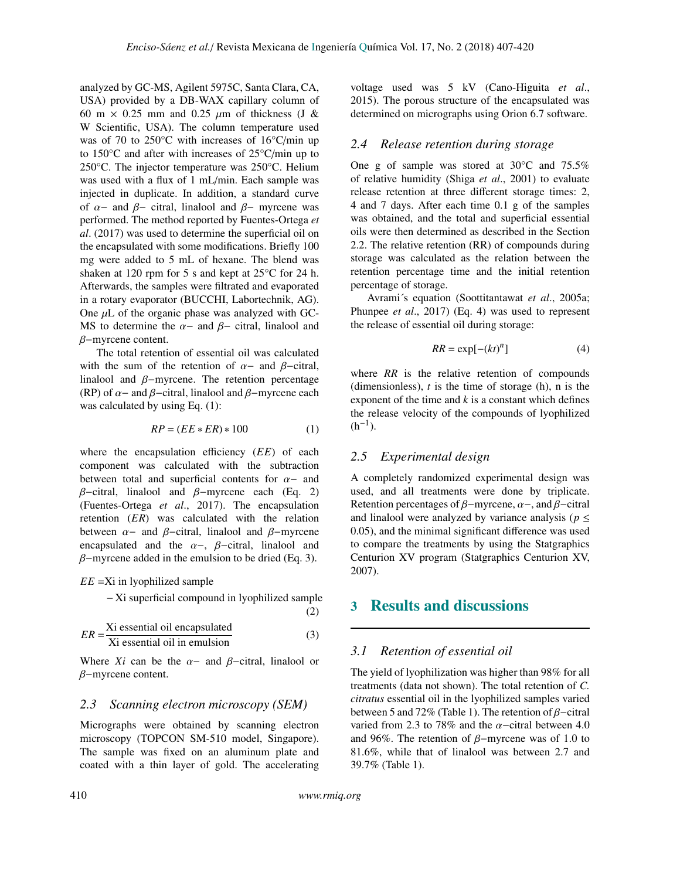analyzed by GC-MS, Agilent 5975C, Santa Clara, CA, USA) provided by a DB-WAX capillary column of 60 m × 0.25 mm and 0.25 $\mu$m of thickness (J & W Scientific, USA). The column temperature used was of 70 to 250°C with increases of 16°C/min up to 150°C and after with increases of 25°C/min up to 250°C. The injector temperature was 250°C. Helium was used with a flux of 1 mL/min. Each sample was injected in duplicate. In addition, a standard curve of $\alpha-$ and $\beta-$ citral, linalool and $\beta-$ myrcene was performed. The method reported by Fuentes-Ortega *et al*. (2017) was used to determine the superficial oil on the encapsulated with some modifications. Briefly 100 mg were added to 5 mL of hexane. The blend was shaken at 120 rpm for 5 s and kept at 25°C for 24 h. Afterwards, the samples were filtrated and evaporated in a rotary evaporator (BUCCHI, Labortechnik, AG). One $\mu$L of the organic phase was analyzed with GC-MS to determine the $\alpha-$ and $\beta-$ citral, linalool and $\beta-$myrcene content.

The total retention of essential oil was calculated with the sum of the retention of $\alpha-$ and $\beta-$citral, linalool and $\beta-$myrcene. The retention percentage (RP) of $\alpha-$ and $\beta-$citral, linalool and $\beta-$myrcene each was calculated by using Eq. (1):

$$RP = (EE * ER) * 100 \tag{1}$$

where the encapsulation efficiency (*EE*) of each component was calculated with the subtraction between total and superficial contents for $\alpha-$ and $\beta-$citral, linalool and $\beta-$myrcene each (Eq. 2) (Fuentes-Ortega *et al*., 2017). The encapsulation retention (*ER*) was calculated with the relation between $\alpha-$ and $\beta-$citral, linalool and $\beta-$myrcene encapsulated and the $\alpha-$, $\beta-$citral, linalool and $\beta-$myrcene added in the emulsion to be dried (Eq. 3).

$$EE = \text{Xi in lyophilized sample} - \text{Xi superficial compound in lyophilized sample} \tag{2}$$

$$ER = \frac{\text{Xi essential oil encapsulated}}{\text{Xi essential oil in emulsion}} \tag{3}$$

Where *Xi* can be the $\alpha-$ and $\beta-$citral, linalool or $\beta-$myrcene content.

### 2.3 Scanning electron microscopy (SEM)

Micrographs were obtained by scanning electron microscopy (TOPCON SM-510 model, Singapore). The sample was fixed on an aluminum plate and coated with a thin layer of gold. The accelerating voltage used was 5 kV (Cano-Higuita *et al*., 2015). The porous structure of the encapsulated was determined on micrographs using Orion 6.7 software.

### 2.4 Release retention during storage

One g of sample was stored at 30°C and 75.5% of relative humidity (Shiga *et al*., 2001) to evaluate release retention at three different storage times: 2, 4 and 7 days. After each time 0.1 g of the samples was obtained, and the total and superficial essential oils were then determined as described in the Section 2.2. The relative retention (RR) of compounds during storage was calculated as the relation between the retention percentage time and the initial retention percentage of storage.

Avrami´s equation (Soottitantawat *et al*., 2005a; Phunpee *et al*., 2017) (Eq. 4) was used to represent the release of essential oil during storage:

$$RR = \exp[-(kt)^n] \tag{4}$$

where *RR* is the relative retention of compounds (dimensionless), *t* is the time of storage (h), n is the exponent of the time and *k* is a constant which defines the release velocity of the compounds of lyophilized ($h^{-1}$).

### 2.5 Experimental design

A completely randomized experimental design was used, and all treatments were done by triplicate. Retention percentages of $\beta-$myrcene, $\alpha-$, and $\beta-$citral and linalool were analyzed by variance analysis ($p \leq 0.05$), and the minimal significant difference was used to compare the treatments by using the Statgraphics Centurion XV program (Statgraphics Centurion XV, 2007).

## 3 Results and discussions

### 3.1 Retention of essential oil

The yield of lyophilization was higher than 98% for all treatments (data not shown). The total retention of *C. citratus* essential oil in the lyophilized samples varied between 5 and 72% (Table 1). The retention of $\beta-$citral varied from 2.3 to 78% and the $\alpha-$citral between 4.0 and 96%. The retention of $\beta-$myrcene was of 1.0 to 81.6%, while that of linalool was between 2.7 and 39.7% (Table 1).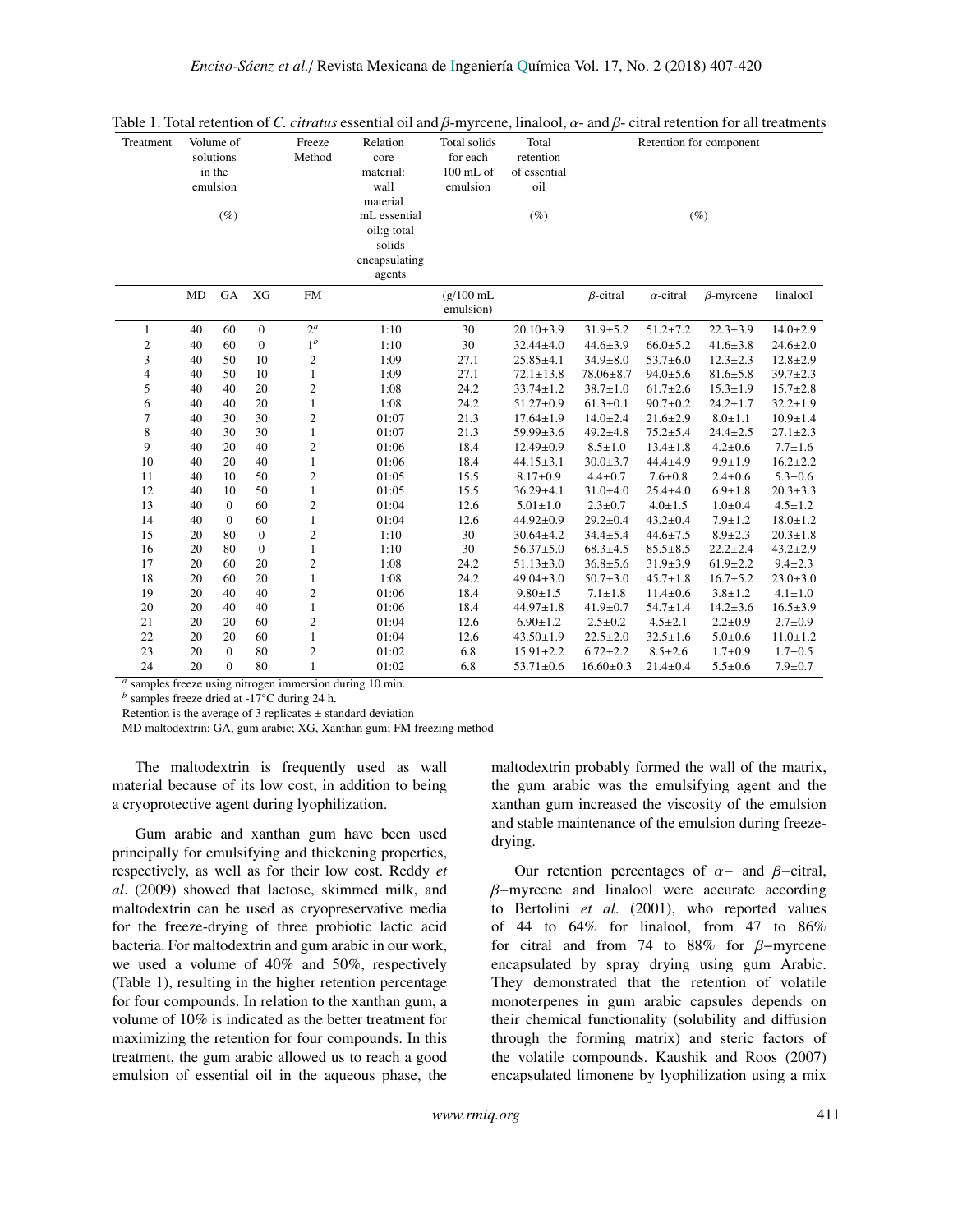Table 1. Total retention of *C. citratus* essential oil and $\beta$-myrcene, linalool, $\alpha$- and $\beta$- citral retention for all treatments

| Treatment | Volume of solutions in the emulsion (%) | | | Freeze Method | Relation core material: wall material mL essential oil:g total solids encapsulating agents | Total solids for each 100 mL of emulsion | Total retention of essential oil (%) | Retention for component (%) | | | |
|---|---|---|---|---|---|---|---|---|---|---|---|
| | MD | GA | XG | FM | | (g/100 mL emulsion) | | $\beta$-citral | $\alpha$-citral | $\beta$-myrcene | linalool |
| 1 | 40 | 60 | 0 | 2[a] | 1:10 | 30 | 20.10±3.9 | 31.9±5.2 | 51.2±7.2 | 22.3±3.9 | 14.0±2.9 |
| 2 | 40 | 60 | 0 | 1[b] | 1:10 | 30 | 32.44±4.0 | 44.6±3.9 | 66.0±5.2 | 41.6±3.8 | 24.6±2.0 |
| 3 | 40 | 50 | 10 | 2 | 1:09 | 27.1 | 25.85±4.1 | 34.9±8.0 | 53.7±6.0 | 12.3±2.3 | 12.8±2.9 |
| 4 | 40 | 50 | 10 | 1 | 1:09 | 27.1 | 72.1±13.8 | 78.06±8.7 | 94.0±5.6 | 81.6±5.8 | 39.7±2.3 |
| 5 | 40 | 40 | 20 | 2 | 1:08 | 24.2 | 33.74±1.2 | 38.7±1.0 | 61.7±2.6 | 15.3±1.9 | 15.7±2.8 |
| 6 | 40 | 40 | 20 | 1 | 1:08 | 24.2 | 51.27±0.9 | 61.3±0.1 | 90.7±0.2 | 24.2±1.7 | 32.2±1.9 |
| 7 | 40 | 30 | 30 | 2 | 01:07 | 21.3 | 17.64±1.9 | 14.0±2.4 | 21.6±2.9 | 8.0±1.1 | 10.9±1.4 |
| 8 | 40 | 30 | 30 | 1 | 01:07 | 21.3 | 59.99±3.6 | 49.2±4.8 | 75.2±5.4 | 24.4±2.5 | 27.1±2.3 |
| 9 | 40 | 20 | 40 | 2 | 01:06 | 18.4 | 12.49±0.9 | 8.5±1.0 | 13.4±1.8 | 4.2±0.6 | 7.7±1.6 |
| 10 | 40 | 20 | 40 | 1 | 01:06 | 18.4 | 44.15±3.1 | 30.0±3.7 | 44.4±4.9 | 9.9±1.9 | 16.2±2.2 |
| 11 | 40 | 10 | 50 | 2 | 01:05 | 15.5 | 8.17±0.9 | 4.4±0.7 | 7.6±0.8 | 2.4±0.6 | 5.3±0.6 |
| 12 | 40 | 10 | 50 | 1 | 01:05 | 15.5 | 36.29±4.1 | 31.0±4.0 | 25.4±4.0 | 6.9±1.8 | 20.3±3.3 |
| 13 | 40 | 0 | 60 | 2 | 01:04 | 12.6 | 5.01±1.0 | 2.3±0.7 | 4.0±1.5 | 1.0±0.4 | 4.5±1.2 |
| 14 | 40 | 0 | 60 | 1 | 01:04 | 12.6 | 44.92±0.9 | 29.2±0.4 | 43.2±0.4 | 7.9±1.2 | 18.0±1.2 |
| 15 | 20 | 80 | 0 | 2 | 1:10 | 30 | 30.64±4.2 | 34.4±5.4 | 44.6±7.5 | 8.9±2.3 | 20.3±1.8 |
| 16 | 20 | 80 | 0 | 1 | 1:10 | 30 | 56.37±5.0 | 68.3±4.5 | 85.5±8.5 | 22.2±2.4 | 43.2±2.9 |
| 17 | 20 | 60 | 20 | 2 | 1:08 | 24.2 | 51.13±3.0 | 36.8±5.6 | 31.9±3.9 | 61.9±2.2 | 9.4±2.3 |
| 18 | 20 | 60 | 20 | 1 | 1:08 | 24.2 | 49.04±3.0 | 50.7±3.0 | 45.7±1.8 | 16.7±5.2 | 23.0±3.0 |
| 19 | 20 | 40 | 40 | 2 | 01:06 | 18.4 | 9.80±1.5 | 7.1±1.8 | 11.4±0.6 | 3.8±1.2 | 4.1±1.0 |
| 20 | 20 | 40 | 40 | 1 | 01:06 | 18.4 | 44.97±1.8 | 41.9±0.7 | 54.7±1.4 | 14.2±3.6 | 16.5±3.9 |
| 21 | 20 | 20 | 60 | 2 | 01:04 | 12.6 | 6.90±1.2 | 2.5±0.2 | 4.5±2.1 | 2.2±0.9 | 2.7±0.9 |
| 22 | 20 | 20 | 60 | 1 | 01:04 | 12.6 | 43.50±1.9 | 22.5±2.0 | 32.5±1.6 | 5.0±0.6 | 11.0±1.2 |
| 23 | 20 | 0 | 80 | 2 | 01:02 | 6.8 | 15.91±2.2 | 6.72±2.2 | 8.5±2.6 | 1.7±0.9 | 1.7±0.5 |
| 24 | 20 | 0 | 80 | 1 | 01:02 | 6.8 | 53.71±0.6 | 16.60±0.3 | 21.4±0.4 | 5.5±0.6 | 7.9±0.7 |

[a] samples freeze using nitrogen immersion during 10 min.

[b] samples freeze dried at -17°C during 24 h.

Retention is the average of 3 replicates ± standard deviation

MD maltodextrin; GA, gum arabic; XG, Xanthan gum; FM freezing method

The maltodextrin is frequently used as wall material because of its low cost, in addition to being a cryoprotective agent during lyophilization.

Gum arabic and xanthan gum have been used principally for emulsifying and thickening properties, respectively, as well as for their low cost. Reddy *et al*. (2009) showed that lactose, skimmed milk, and maltodextrin can be used as cryopreservative media for the freeze-drying of three probiotic lactic acid bacteria. For maltodextrin and gum arabic in our work, we used a volume of 40% and 50%, respectively (Table 1), resulting in the higher retention percentage for four compounds. In relation to the xanthan gum, a volume of 10% is indicated as the better treatment for maximizing the retention for four compounds. In this treatment, the gum arabic allowed us to reach a good emulsion of essential oil in the aqueous phase, the maltodextrin probably formed the wall of the matrix, the gum arabic was the emulsifying agent and the xanthan gum increased the viscosity of the emulsion and stable maintenance of the emulsion during freeze-drying.

Our retention percentages of $\alpha-$ and $\beta-$citral, $\beta-$myrcene and linalool were accurate according to Bertolini *et al*. (2001), who reported values of 44 to 64% for linalool, from 47 to 86% for citral and from 74 to 88% for $\beta-$myrcene encapsulated by spray drying using gum Arabic. They demonstrated that the retention of volatile monoterpenes in gum arabic capsules depends on their chemical functionality (solubility and diffusion through the forming matrix) and steric factors of the volatile compounds. Kaushik and Roos (2007) encapsulated limonene by lyophilization using a mix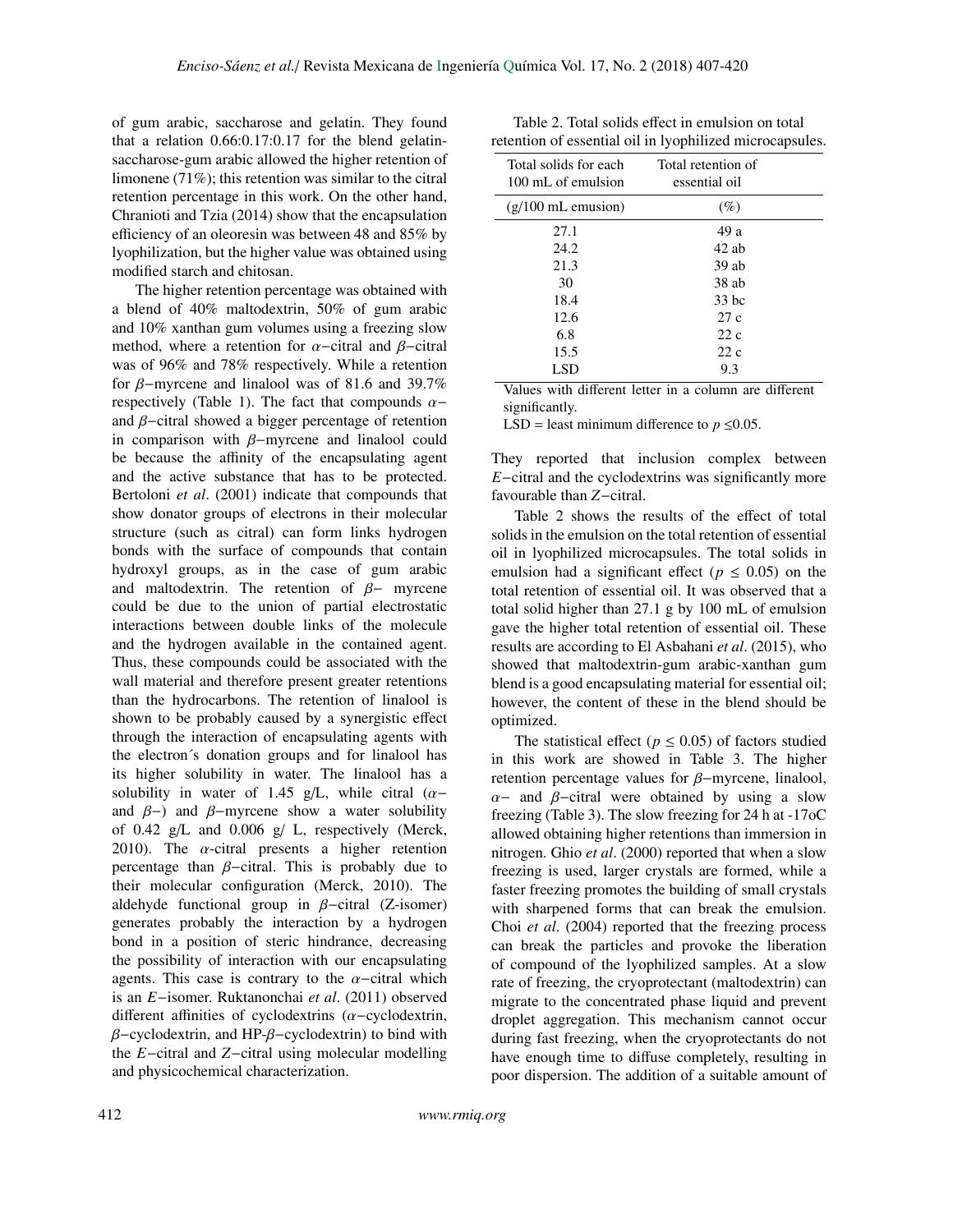of gum arabic, saccharose and gelatin. They found that a relation 0.66:0.17:0.17 for the blend gelatin-saccharose-gum arabic allowed the higher retention of limonene (71%); this retention was similar to the citral retention percentage in this work. On the other hand, Chranioti and Tzia (2014) show that the encapsulation efficiency of an oleoresin was between 48 and 85% by lyophilization, but the higher value was obtained using modified starch and chitosan.

The higher retention percentage was obtained with a blend of 40% maltodextrin, 50% of gum arabic and 10% xanthan gum volumes using a freezing slow method, where a retention for $\alpha$−citral and $\beta$−citral was of 96% and 78% respectively. While a retention for $\beta$−myrcene and linalool was of 81.6 and 39.7% respectively (Table 1). The fact that compounds $\alpha$− and $\beta$−citral showed a bigger percentage of retention in comparison with $\beta$−myrcene and linalool could be because the affinity of the encapsulating agent and the active substance that has to be protected. Bertoloni *et al*. (2001) indicate that compounds that show donator groups of electrons in their molecular structure (such as citral) can form links hydrogen bonds with the surface of compounds that contain hydroxyl groups, as in the case of gum arabic and maltodextrin. The retention of $\beta$− myrcene could be due to the union of partial electrostatic interactions between double links of the molecule and the hydrogen available in the contained agent. Thus, these compounds could be associated with the wall material and therefore present greater retentions than the hydrocarbons. The retention of linalool is shown to be probably caused by a synergistic effect through the interaction of encapsulating agents with the electron´s donation groups and for linalool has its higher solubility in water. The linalool has a solubility in water of 1.45 g/L, while citral ($\alpha$− and $\beta$−) and $\beta$−myrcene show a water solubility of 0.42 g/L and 0.006 g/ L, respectively (Merck, 2010). The $\alpha$-citral presents a higher retention percentage than $\beta$−citral. This is probably due to their molecular configuration (Merck, 2010). The aldehyde functional group in $\beta$−citral (Z-isomer) generates probably the interaction by a hydrogen bond in a position of steric hindrance, decreasing the possibility of interaction with our encapsulating agents. This case is contrary to the $\alpha$−citral which is an $E$−isomer. Ruktanonchai *et al*. (2011) observed different affinities of cyclodextrins ($\alpha$−cyclodextrin, $\beta$−cyclodextrin, and HP-$\beta$−cyclodextrin) to bind with the $E$−citral and $Z$−citral using molecular modelling and physicochemical characterization.

Table 2. Total solids effect in emulsion on total retention of essential oil in lyophilized microcapsules.

| Total solids for each 100 mL of emulsion | Total retention of essential oil |
|---|---|
| (g/100 mL emusion) | (%) |
| 27.1 | 49 a |
| 24.2 | 42 ab |
| 21.3 | 39 ab |
| 30 | 38 ab |
| 18.4 | 33 bc |
| 12.6 | 27 c |
| 6.8 | 22 c |
| 15.5 | 22 c |
| LSD | 9.3 |

Values with different letter in a column are different significantly.
LSD = least minimum difference to $p \leq 0.05$.

They reported that inclusion complex between $E$−citral and the cyclodextrins was significantly more favourable than $Z$−citral.

Table 2 shows the results of the effect of total solids in the emulsion on the total retention of essential oil in lyophilized microcapsules. The total solids in emulsion had a significant effect ($p \leq 0.05$) on the total retention of essential oil. It was observed that a total solid higher than 27.1 g by 100 mL of emulsion gave the higher total retention of essential oil. These results are according to El Asbahani *et al*. (2015), who showed that maltodextrin-gum arabic-xanthan gum blend is a good encapsulating material for essential oil; however, the content of these in the blend should be optimized.

The statistical effect ($p \leq 0.05$) of factors studied in this work are showed in Table 3. The higher retention percentage values for $\beta$−myrcene, linalool, $\alpha$− and $\beta$−citral were obtained by using a slow freezing (Table 3). The slow freezing for 24 h at -17oC allowed obtaining higher retentions than immersion in nitrogen. Ghio *et al*. (2000) reported that when a slow freezing is used, larger crystals are formed, while a faster freezing promotes the building of small crystals with sharpened forms that can break the emulsion. Choi *et al*. (2004) reported that the freezing process can break the particles and provoke the liberation of compound of the lyophilized samples. At a slow rate of freezing, the cryoprotectant (maltodextrin) can migrate to the concentrated phase liquid and prevent droplet aggregation. This mechanism cannot occur during fast freezing, when the cryoprotectants do not have enough time to diffuse completely, resulting in poor dispersion. The addition of a suitable amount of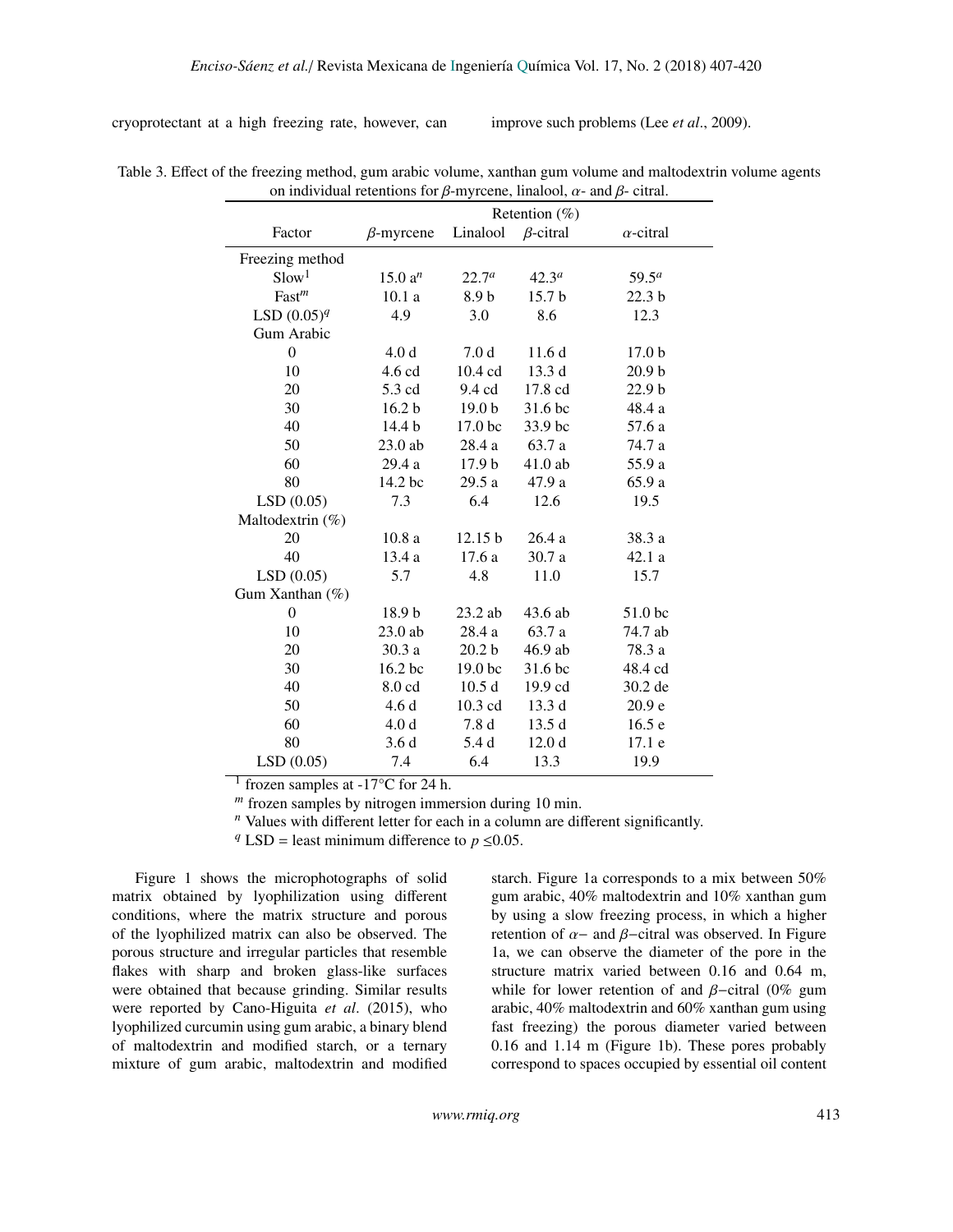cryoprotectant at a high freezing rate, however, can improve such problems (Lee *et al*., 2009).

Table 3. Effect of the freezing method, gum arabic volume, xanthan gum volume and maltodextrin volume agents on individual retentions for $\beta$-myrcene, linalool, $\alpha$- and $\beta$- citral.

| Factor | Retention (%) | | | |
|---|---|---|---|---|
| | $\beta$-myrcene | Linalool | $\beta$-citral | $\alpha$-citral |
| Freezing method | | | | |
| Slow[1] | 15.0 a[n] | 22.7[a] | 42.3[a] | 59.5[a] |
| Fast[m] | 10.1 a | 8.9 b | 15.7 b | 22.3 b |
| LSD (0.05)[q] | 4.9 | 3.0 | 8.6 | 12.3 |
| Gum Arabic | | | | |
| 0 | 4.0 d | 7.0 d | 11.6 d | 17.0 b |
| 10 | 4.6 cd | 10.4 cd | 13.3 d | 20.9 b |
| 20 | 5.3 cd | 9.4 cd | 17.8 cd | 22.9 b |
| 30 | 16.2 b | 19.0 b | 31.6 bc | 48.4 a |
| 40 | 14.4 b | 17.0 bc | 33.9 bc | 57.6 a |
| 50 | 23.0 ab | 28.4 a | 63.7 a | 74.7 a |
| 60 | 29.4 a | 17.9 b | 41.0 ab | 55.9 a |
| 80 | 14.2 bc | 29.5 a | 47.9 a | 65.9 a |
| LSD (0.05) | 7.3 | 6.4 | 12.6 | 19.5 |
| Maltodextrin (%) | | | | |
| 20 | 10.8 a | 12.15 b | 26.4 a | 38.3 a |
| 40 | 13.4 a | 17.6 a | 30.7 a | 42.1 a |
| LSD (0.05) | 5.7 | 4.8 | 11.0 | 15.7 |
| Gum Xanthan (%) | | | | |
| 0 | 18.9 b | 23.2 ab | 43.6 ab | 51.0 bc |
| 10 | 23.0 ab | 28.4 a | 63.7 a | 74.7 ab |
| 20 | 30.3 a | 20.2 b | 46.9 ab | 78.3 a |
| 30 | 16.2 bc | 19.0 bc | 31.6 bc | 48.4 cd |
| 40 | 8.0 cd | 10.5 d | 19.9 cd | 30.2 de |
| 50 | 4.6 d | 10.3 cd | 13.3 d | 20.9 e |
| 60 | 4.0 d | 7.8 d | 13.5 d | 16.5 e |
| 80 | 3.6 d | 5.4 d | 12.0 d | 17.1 e |
| LSD (0.05) | 7.4 | 6.4 | 13.3 | 19.9 |

[1] frozen samples at -17°C for 24 h.

[m] frozen samples by nitrogen immersion during 10 min.

[n] Values with different letter for each in a column are different significantly.

[q] LSD = least minimum difference to $p \leq 0.05$.

Figure 1 shows the microphotographs of solid matrix obtained by lyophilization using different conditions, where the matrix structure and porous of the lyophilized matrix can also be observed. The porous structure and irregular particles that resemble flakes with sharp and broken glass-like surfaces were obtained that because grinding. Similar results were reported by Cano-Higuita *et al*. (2015), who lyophilized curcumin using gum arabic, a binary blend of maltodextrin and modified starch, or a ternary mixture of gum arabic, maltodextrin and modified starch. Figure 1a corresponds to a mix between 50% gum arabic, 40% maltodextrin and 10% xanthan gum by using a slow freezing process, in which a higher retention of $\alpha-$ and $\beta-$citral was observed. In Figure 1a, we can observe the diameter of the pore in the structure matrix varied between 0.16 and 0.64 m, while for lower retention of and $\beta-$citral (0% gum arabic, 40% maltodextrin and 60% xanthan gum using fast freezing) the porous diameter varied between 0.16 and 1.14 m (Figure 1b). These pores probably correspond to spaces occupied by essential oil content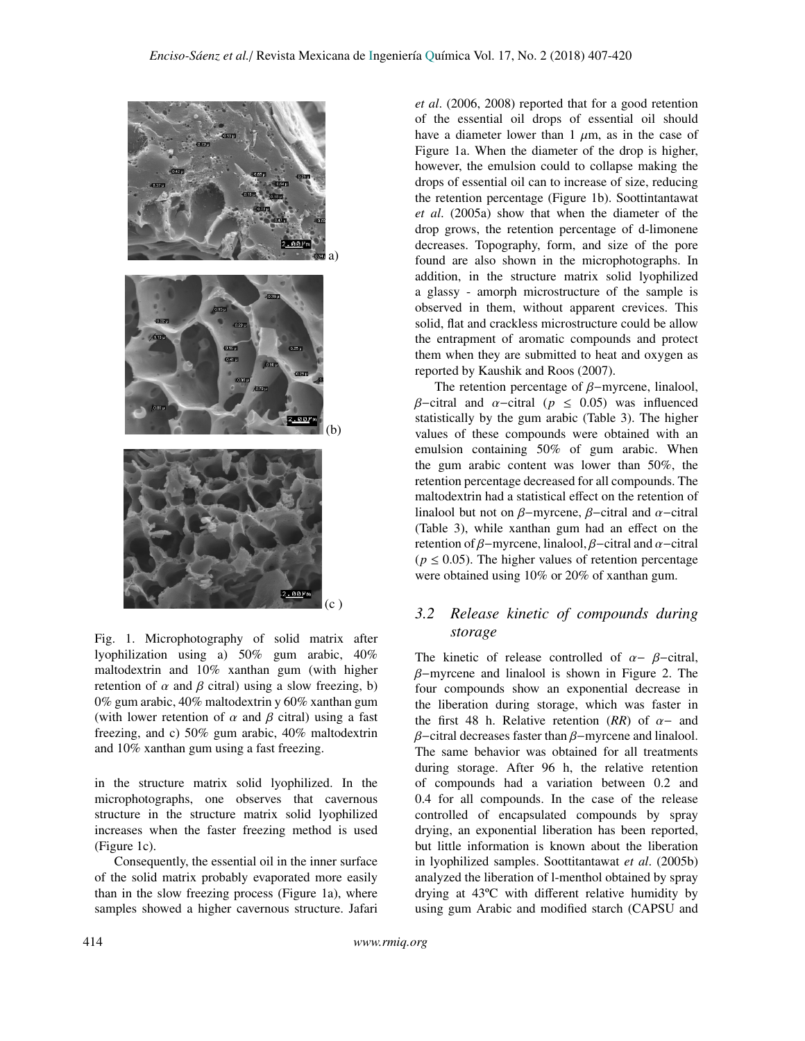Fig. 1. Microphotography of solid matrix after lyophilization using a) 50% gum arabic, 40% maltodextrin and 10% xanthan gum (with higher retention of $\alpha$ and $\beta$ citral) using a slow freezing, b) 0% gum arabic, 40% maltodextrin y 60% xanthan gum (with lower retention of $\alpha$ and $\beta$ citral) using a fast freezing, and c) 50% gum arabic, 40% maltodextrin and 10% xanthan gum using a fast freezing.

in the structure matrix solid lyophilized. In the microphotographs, one observes that cavernous structure in the structure matrix solid lyophilized increases when the faster freezing method is used (Figure 1c).

Consequently, the essential oil in the inner surface of the solid matrix probably evaporated more easily than in the slow freezing process (Figure 1a), where samples showed a higher cavernous structure. Jafari *et al*. (2006, 2008) reported that for a good retention of the essential oil drops of essential oil should have a diameter lower than 1 $\mu$m, as in the case of Figure 1a. When the diameter of the drop is higher, however, the emulsion could to collapse making the drops of essential oil can to increase of size, reducing the retention percentage (Figure 1b). Soottintantawat *et al*. (2005a) show that when the diameter of the drop grows, the retention percentage of d-limonene decreases. Topography, form, and size of the pore found are also shown in the microphotographs. In addition, in the structure matrix solid lyophilized a glassy - amorph microstructure of the sample is observed in them, without apparent crevices. This solid, flat and crackless microstructure could be allow the entrapment of aromatic compounds and protect them when they are submitted to heat and oxygen as reported by Kaushik and Roos (2007).

The retention percentage of $\beta-$myrcene, linalool, $\beta-$citral and $\alpha-$citral ($p \leq 0.05$) was influenced statistically by the gum arabic (Table 3). The higher values of these compounds were obtained with an emulsion containing 50% of gum arabic. When the gum arabic content was lower than 50%, the retention percentage decreased for all compounds. The maltodextrin had a statistical effect on the retention of linalool but not on $\beta-$myrcene, $\beta-$citral and $\alpha-$citral (Table 3), while xanthan gum had an effect on the retention of $\beta-$myrcene, linalool, $\beta-$citral and $\alpha-$citral ($p \leq 0.05$). The higher values of retention percentage were obtained using 10% or 20% of xanthan gum.

### 3.2 *Release kinetic of compounds during storage*

The kinetic of release controlled of $\alpha-$ $\beta-$citral, $\beta-$myrcene and linalool is shown in Figure 2. The four compounds show an exponential decrease in the liberation during storage, which was faster in the first 48 h. Relative retention (*RR*) of $\alpha-$ and $\beta-$citral decreases faster than $\beta-$myrcene and linalool. The same behavior was obtained for all treatments during storage. After 96 h, the relative retention of compounds had a variation between 0.2 and 0.4 for all compounds. In the case of the release controlled of encapsulated compounds by spray drying, an exponential liberation has been reported, but little information is known about the liberation in lyophilized samples. Soottintantawat *et al*. (2005b) analyzed the liberation of l-menthol obtained by spray drying at 43ºC with different relative humidity by using gum Arabic and modified starch (CAPSU and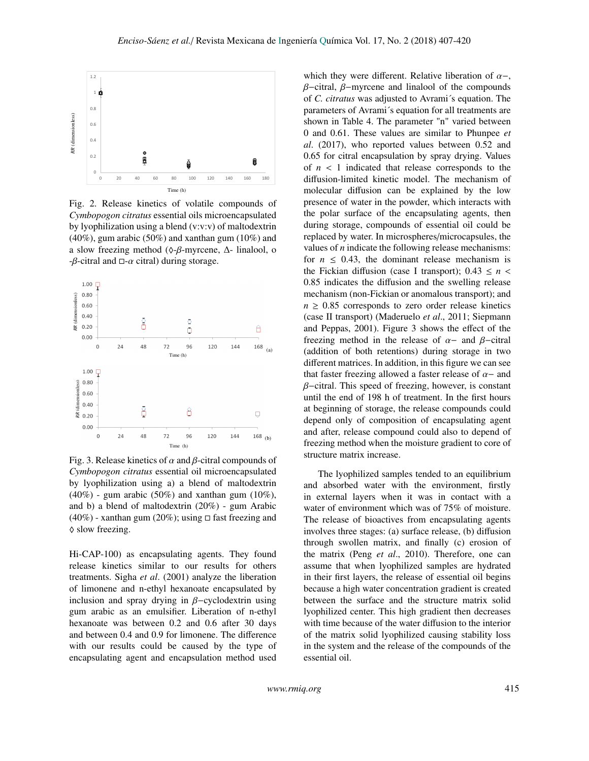Fig. 2. Release kinetics of volatile compounds of *Cymbopogon citratus* essential oils microencapsulated by lyophilization using a blend (v:v:v) of maltodextrin (40%), gum arabic (50%) and xanthan gum (10%) and a slow freezing method (◊-$\beta$-myrcene, Δ- linalool, o -$\beta$-citral and □-$\alpha$ citral) during storage.

Fig. 3. Release kinetics of $\alpha$ and $\beta$-citral compounds of *Cymbopogon citratus* essential oil microencapsulated by lyophilization using a) a blend of maltodextrin (40%) - gum arabic (50%) and xanthan gum (10%), and b) a blend of maltodextrin (20%) - gum Arabic (40%) - xanthan gum (20%); using □ fast freezing and ◊ slow freezing.

Hi-CAP-100) as encapsulating agents. They found release kinetics similar to our results for others treatments. Sigha *et al*. (2001) analyze the liberation of limonene and n-ethyl hexanoate encapsulated by inclusion and spray drying in $\beta$−cyclodextrin using gum arabic as an emulsifier. Liberation of n-ethyl hexanoate was between 0.2 and 0.6 after 30 days and between 0.4 and 0.9 for limonene. The difference with our results could be caused by the type of encapsulating agent and encapsulation method used which they were different. Relative liberation of $\alpha$−, $\beta$−citral, $\beta$−myrcene and linalool of the compounds of *C. citratus* was adjusted to Avrami´s equation. The parameters of Avrami´s equation for all treatments are shown in Table 4. The parameter "n" varied between 0 and 0.61. These values are similar to Phunpee *et al*. (2017), who reported values between 0.52 and 0.65 for citral encapsulation by spray drying. Values of $n < 1$ indicated that release corresponds to the diffusion-limited kinetic model. The mechanism of molecular diffusion can be explained by the low presence of water in the powder, which interacts with the polar surface of the encapsulating agents, then during storage, compounds of essential oil could be replaced by water. In microspheres/microcapsules, the values of $n$ indicate the following release mechanisms: for $n \leq 0.43$, the dominant release mechanism is the Fickian diffusion (case I transport); $0.43 \leq n < 0.85$ indicates the diffusion and the swelling release mechanism (non-Fickian or anomalous transport); and $n \geq 0.85$ corresponds to zero order release kinetics (case II transport) (Maderuelo *et al*., 2011; Siepmann and Peppas, 2001). Figure 3 shows the effect of the freezing method in the release of $\alpha$− and $\beta$−citral (addition of both retentions) during storage in two different matrices. In addition, in this figure we can see that faster freezing allowed a faster release of $\alpha$− and $\beta$−citral. This speed of freezing, however, is constant until the end of 198 h of treatment. In the first hours at beginning of storage, the release compounds could depend only of composition of encapsulating agent and after, release compound could also to depend of freezing method when the moisture gradient to core of structure matrix increase.

The lyophilized samples tended to an equilibrium and absorbed water with the environment, firstly in external layers when it was in contact with a water of environment which was of 75% of moisture. The release of bioactives from encapsulating agents involves three stages: (a) surface release, (b) diffusion through swollen matrix, and finally (c) erosion of the matrix (Peng *et al*., 2010). Therefore, one can assume that when lyophilized samples are hydrated in their first layers, the release of essential oil begins because a high water concentration gradient is created between the surface and the structure matrix solid lyophilized center. This high gradient then decreases with time because of the water diffusion to the interior of the matrix solid lyophilized causing stability loss in the system and the release of the compounds of the essential oil.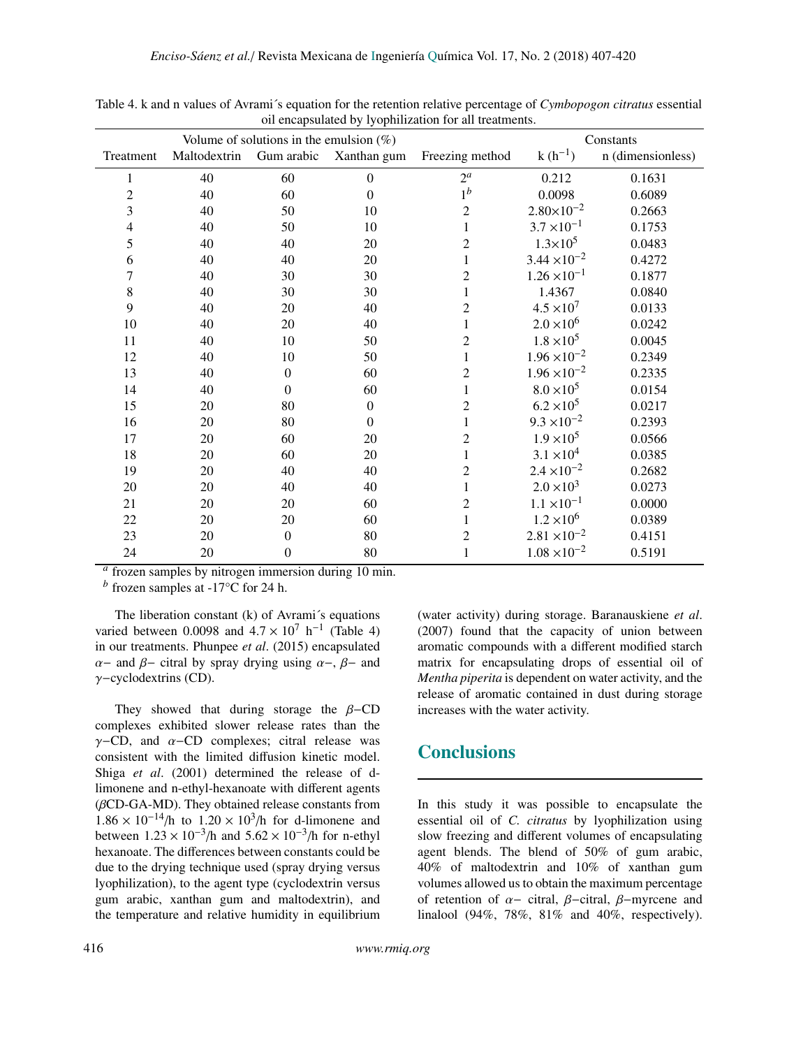Table 4. k and n values of Avrami´s equation for the retention relative percentage of *Cymbopogon citratus* essential oil encapsulated by lyophilization for all treatments.

| Treatment | Volume of solutions in the emulsion (%) | | | Freezing method | Constants | |
|---|---|---|---|---|---|---|
| | Maltodextrin | Gum arabic | Xanthan gum | | k ($h^{-1}$) | n (dimensionless) |
| 1 | 40 | 60 | 0 | 2[a] | 0.212 | 0.1631 |
| 2 | 40 | 60 | 0 | 1[b] | 0.0098 | 0.6089 |
| 3 | 40 | 50 | 10 | 2 | $2.80\times10^{-2}$ | 0.2663 |
| 4 | 40 | 50 | 10 | 1 | $3.7\times10^{-1}$ | 0.1753 |
| 5 | 40 | 40 | 20 | 2 | $1.3\times10^{5}$ | 0.0483 |
| 6 | 40 | 40 | 20 | 1 | $3.44\times10^{-2}$ | 0.4272 |
| 7 | 40 | 30 | 30 | 2 | $1.26\times10^{-1}$ | 0.1877 |
| 8 | 40 | 30 | 30 | 1 | 1.4367 | 0.0840 |
| 9 | 40 | 20 | 40 | 2 | $4.5\times10^{7}$ | 0.0133 |
| 10 | 40 | 20 | 40 | 1 | $2.0\times10^{6}$ | 0.0242 |
| 11 | 40 | 10 | 50 | 2 | $1.8\times10^{5}$ | 0.0045 |
| 12 | 40 | 10 | 50 | 1 | $1.96\times10^{-2}$ | 0.2349 |
| 13 | 40 | 0 | 60 | 2 | $1.96\times10^{-2}$ | 0.2335 |
| 14 | 40 | 0 | 60 | 1 | $8.0\times10^{5}$ | 0.0154 |
| 15 | 20 | 80 | 0 | 2 | $6.2\times10^{5}$ | 0.0217 |
| 16 | 20 | 80 | 0 | 1 | $9.3\times10^{-2}$ | 0.2393 |
| 17 | 20 | 60 | 20 | 2 | $1.9\times10^{5}$ | 0.0566 |
| 18 | 20 | 60 | 20 | 1 | $3.1\times10^{4}$ | 0.0385 |
| 19 | 20 | 40 | 40 | 2 | $2.4\times10^{-2}$ | 0.2682 |
| 20 | 20 | 40 | 40 | 1 | $2.0\times10^{3}$ | 0.0273 |
| 21 | 20 | 20 | 60 | 2 | $1.1\times10^{-1}$ | 0.0000 |
| 22 | 20 | 20 | 60 | 1 | $1.2\times10^{6}$ | 0.0389 |
| 23 | 20 | 0 | 80 | 2 | $2.81\times10^{-2}$ | 0.4151 |
| 24 | 20 | 0 | 80 | 1 | $1.08\times10^{-2}$ | 0.5191 |

[a] frozen samples by nitrogen immersion during 10 min.
[b] frozen samples at -17°C for 24 h.

The liberation constant (k) of Avrami´s equations varied between 0.0098 and $4.7\times10^{7}$ $h^{-1}$ (Table 4) in our treatments. Phunpee *et al*. (2015) encapsulated $\alpha-$ and $\beta-$ citral by spray drying using $\alpha-$, $\beta-$ and $\gamma-$cyclodextrins (CD).

They showed that during storage the $\beta-$CD complexes exhibited slower release rates than the $\gamma-$CD, and $\alpha-$CD complexes; citral release was consistent with the limited diffusion kinetic model. Shiga *et al*. (2001) determined the release of d-limonene and n-ethyl-hexanoate with different agents ($\beta$CD-GA-MD). They obtained release constants from $1.86\times10^{-14}$/h to $1.20\times10^{3}$/h for d-limonene and between $1.23\times10^{-3}$/h and $5.62\times10^{-3}$/h for n-ethyl hexanoate. The differences between constants could be due to the drying technique used (spray drying versus lyophilization), to the agent type (cyclodextrin versus gum arabic, xanthan gum and maltodextrin), and the temperature and relative humidity in equilibrium (water activity) during storage. Baranauskiene *et al*. (2007) found that the capacity of union between aromatic compounds with a different modified starch matrix for encapsulating drops of essential oil of *Mentha piperita* is dependent on water activity, and the release of aromatic contained in dust during storage increases with the water activity.

## Conclusions

In this study it was possible to encapsulate the essential oil of *C. citratus* by lyophilization using slow freezing and different volumes of encapsulating agent blends. The blend of 50% of gum arabic, 40% of maltodextrin and 10% of xanthan gum volumes allowed us to obtain the maximum percentage of retention of $\alpha-$ citral, $\beta-$citral, $\beta-$myrcene and linalool (94%, 78%, 81% and 40%, respectively).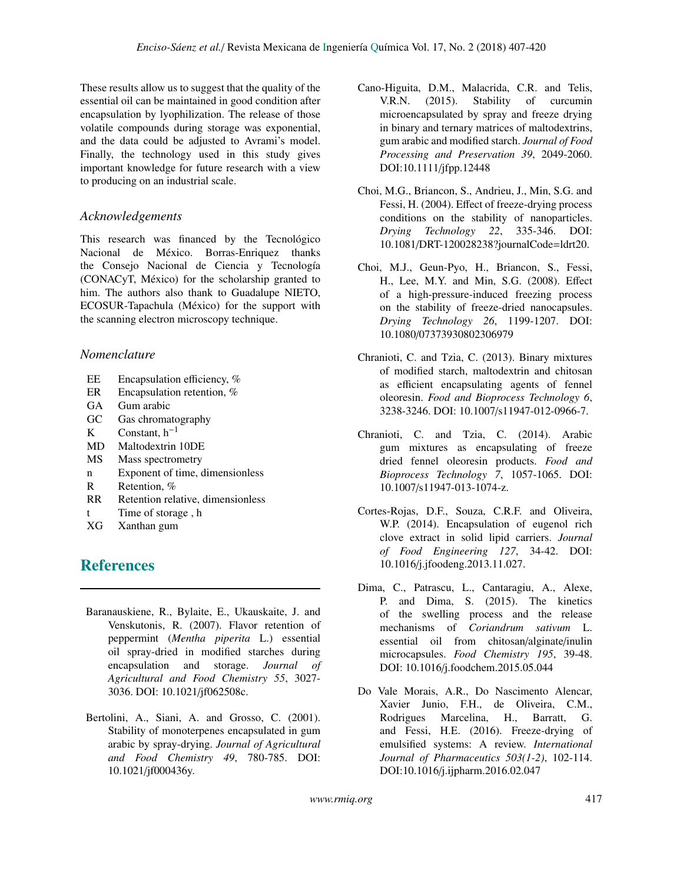These results allow us to suggest that the quality of the essential oil can be maintained in good condition after encapsulation by lyophilization. The release of those volatile compounds during storage was exponential, and the data could be adjusted to Avrami's model. Finally, the technology used in this study gives important knowledge for future research with a view to producing on an industrial scale.

## *Acknowledgements*

This research was financed by the Tecnológico Nacional de México. Borras-Enriquez thanks the Consejo Nacional de Ciencia y Tecnología (CONACyT, México) for the scholarship granted to him. The authors also thank to Guadalupe NIETO, ECOSUR-Tapachula (México) for the support with the scanning electron microscopy technique.

## *Nomenclature*

| | |
|---|---|
| EE | Encapsulation efficiency, % |
| ER | Encapsulation retention, % |
| GA | Gum arabic |
| GC | Gas chromatography |
| K | Constant, $h^{-1}$ |
| MD | Maltodextrin 10DE |
| MS | Mass spectrometry |
| n | Exponent of time, dimensionless |
| R | Retention, % |
| RR | Retention relative, dimensionless |
| t | Time of storage , h |
| XG | Xanthan gum |

# References

Baranauskiene, R., Bylaite, E., Ukauskaite, J. and Venskutonis, R. (2007). Flavor retention of peppermint (*Mentha piperita* L.) essential oil spray-dried in modified starches during encapsulation and storage. *Journal of Agricultural and Food Chemistry 55*, 3027-3036. DOI: 10.1021/jf062508c.

Bertolini, A., Siani, A. and Grosso, C. (2001). Stability of monoterpenes encapsulated in gum arabic by spray-drying. *Journal of Agricultural and Food Chemistry 49*, 780-785. DOI: 10.1021/jf000436y.

Cano-Higuita, D.M., Malacrida, C.R. and Telis, V.R.N. (2015). Stability of curcumin microencapsulated by spray and freeze drying in binary and ternary matrices of maltodextrins, gum arabic and modified starch. *Journal of Food Processing and Preservation 39*, 2049-2060. DOI:10.1111/jfpp.12448

Choi, M.G., Briancon, S., Andrieu, J., Min, S.G. and Fessi, H. (2004). Effect of freeze-drying process conditions on the stability of nanoparticles. *Drying Technology 22*, 335-346. DOI: 10.1081/DRT-120028238?journalCode=ldrt20.

Choi, M.J., Geun-Pyo, H., Briancon, S., Fessi, H., Lee, M.Y. and Min, S.G. (2008). Effect of a high-pressure-induced freezing process on the stability of freeze-dried nanocapsules. *Drying Technology 26*, 1199-1207. DOI: 10.1080/07373930802306979

Chranioti, C. and Tzia, C. (2013). Binary mixtures of modified starch, maltodextrin and chitosan as efficient encapsulating agents of fennel oleoresin. *Food and Bioprocess Technology 6*, 3238-3246. DOI: 10.1007/s11947-012-0966-7.

Chranioti, C. and Tzia, C. (2014). Arabic gum mixtures as encapsulating of freeze dried fennel oleoresin products. *Food and Bioprocess Technology 7*, 1057-1065. DOI: 10.1007/s11947-013-1074-z.

Cortes-Rojas, D.F., Souza, C.R.F. and Oliveira, W.P. (2014). Encapsulation of eugenol rich clove extract in solid lipid carriers. *Journal of Food Engineering 127*, 34-42. DOI: 10.1016/j.jfoodeng.2013.11.027.

Dima, C., Patrascu, L., Cantaragiu, A., Alexe, P. and Dima, S. (2015). The kinetics of the swelling process and the release mechanisms of *Coriandrum sativum* L. essential oil from chitosan/alginate/inulin microcapsules. *Food Chemistry 195*, 39-48. DOI: 10.1016/j.foodchem.2015.05.044

Do Vale Morais, A.R., Do Nascimento Alencar, Xavier Junio, F.H., de Oliveira, C.M., Rodrigues Marcelina, H., Barratt, G. and Fessi, H.E. (2016). Freeze-drying of emulsified systems: A review. *International Journal of Pharmaceutics 503(1-2)*, 102-114. DOI:10.1016/j.ijpharm.2016.02.047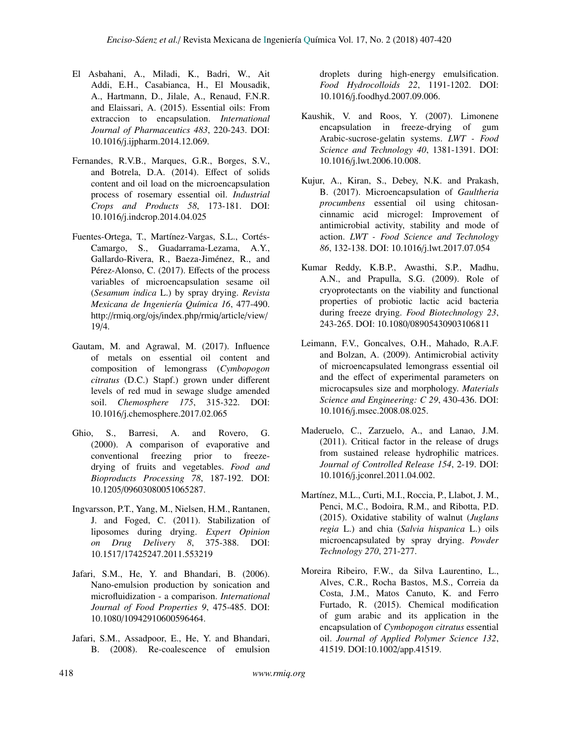El Asbahani, A., Miladi, K., Badri, W., Ait Addi, E.H., Casabianca, H., El Mousadik, A., Hartmann, D., Jilale, A., Renaud, F.N.R. and Elaissari, A. (2015). Essential oils: From extraccion to encapsulation. *International Journal of Pharmaceutics 483*, 220-243. DOI: 10.1016/j.ijpharm.2014.12.069.

Fernandes, R.V.B., Marques, G.R., Borges, S.V., and Botrela, D.A. (2014). Effect of solids content and oil load on the microencapsulation process of rosemary essential oil. *Industrial Crops and Products 58*, 173-181. DOI: 10.1016/j.indcrop.2014.04.025

Fuentes-Ortega, T., Martínez-Vargas, S.L., Cortés-Camargo, S., Guadarrama-Lezama, A.Y., Gallardo-Rivera, R., Baeza-Jiménez, R., and Pérez-Alonso, C. (2017). Effects of the process variables of microencapsulation sesame oil (*Sesamum indica* L.) by spray drying. *Revista Mexicana de Ingeniería Química 16*, 477-490. http://rmiq.org/ojs/index.php/rmiq/article/view/19/4.

Gautam, M. and Agrawal, M. (2017). Influence of metals on essential oil content and composition of lemongrass (*Cymbopogon citratus* (D.C.) Stapf.) grown under different levels of red mud in sewage sludge amended soil. *Chemosphere 175*, 315-322. DOI: 10.1016/j.chemosphere.2017.02.065

Ghio, S., Barresi, A. and Rovero, G. (2000). A comparison of evaporative and conventional freezing prior to freeze-drying of fruits and vegetables. *Food and Bioproducts Processing 78*, 187-192. DOI: 10.1205/09603080051065287.

Ingvarsson, P.T., Yang, M., Nielsen, H.M., Rantanen, J. and Foged, C. (2011). Stabilization of liposomes during drying. *Expert Opinion on Drug Delivery 8*, 375-388. DOI: 10.1517/17425247.2011.553219

Jafari, S.M., He, Y. and Bhandari, B. (2006). Nano-emulsion production by sonication and microfluidization - a comparison. *International Journal of Food Properties 9*, 475-485. DOI: 10.1080/10942910600596464.

Jafari, S.M., Assadpoor, E., He, Y. and Bhandari, B. (2008). Re-coalescence of emulsion droplets during high-energy emulsification. *Food Hydrocolloids 22*, 1191-1202. DOI: 10.1016/j.foodhyd.2007.09.006.

Kaushik, V. and Roos, Y. (2007). Limonene encapsulation in freeze-drying of gum Arabic-sucrose-gelatin systems. *LWT - Food Science and Technology 40*, 1381-1391. DOI: 10.1016/j.lwt.2006.10.008.

Kujur, A., Kiran, S., Debey, N.K. and Prakash, B. (2017). Microencapsulation of *Gaultheria procumbens* essential oil using chitosan-cinnamic acid microgel: Improvement of antimicrobial activity, stability and mode of action. *LWT - Food Science and Technology 86*, 132-138. DOI: 10.1016/j.lwt.2017.07.054

Kumar Reddy, K.B.P., Awasthi, S.P., Madhu, A.N., and Prapulla, S.G. (2009). Role of cryoprotectants on the viability and functional properties of probiotic lactic acid bacteria during freeze drying. *Food Biotechnology 23*, 243-265. DOI: 10.1080/08905430903106811

Leimann, F.V., Goncalves, O.H., Mahado, R.A.F. and Bolzan, A. (2009). Antimicrobial activity of microencapsulated lemongrass essential oil and the effect of experimental parameters on microcapsules size and morphology. *Materials Science and Engineering: C 29*, 430-436. DOI: 10.1016/j.msec.2008.08.025.

Maderuelo, C., Zarzuelo, A., and Lanao, J.M. (2011). Critical factor in the release of drugs from sustained release hydrophilic matrices. *Journal of Controlled Release 154*, 2-19. DOI: 10.1016/j.jconrel.2011.04.002.

Martínez, M.L., Curti, M.I., Roccia, P., Llabot, J. M., Penci, M.C., Bodoira, R.M., and Ribotta, P.D. (2015). Oxidative stability of walnut (*Juglans regia* L.) and chia (*Salvia hispanica* L.) oils microencapsulated by spray drying. *Powder Technology 270*, 271-277.

Moreira Ribeiro, F.W., da Silva Laurentino, L., Alves, C.R., Rocha Bastos, M.S., Correia da Costa, J.M., Matos Canuto, K. and Ferro Furtado, R. (2015). Chemical modification of gum arabic and its application in the encapsulation of *Cymbopogon citratus* essential oil. *Journal of Applied Polymer Science 132*, 41519. DOI:10.1002/app.41519.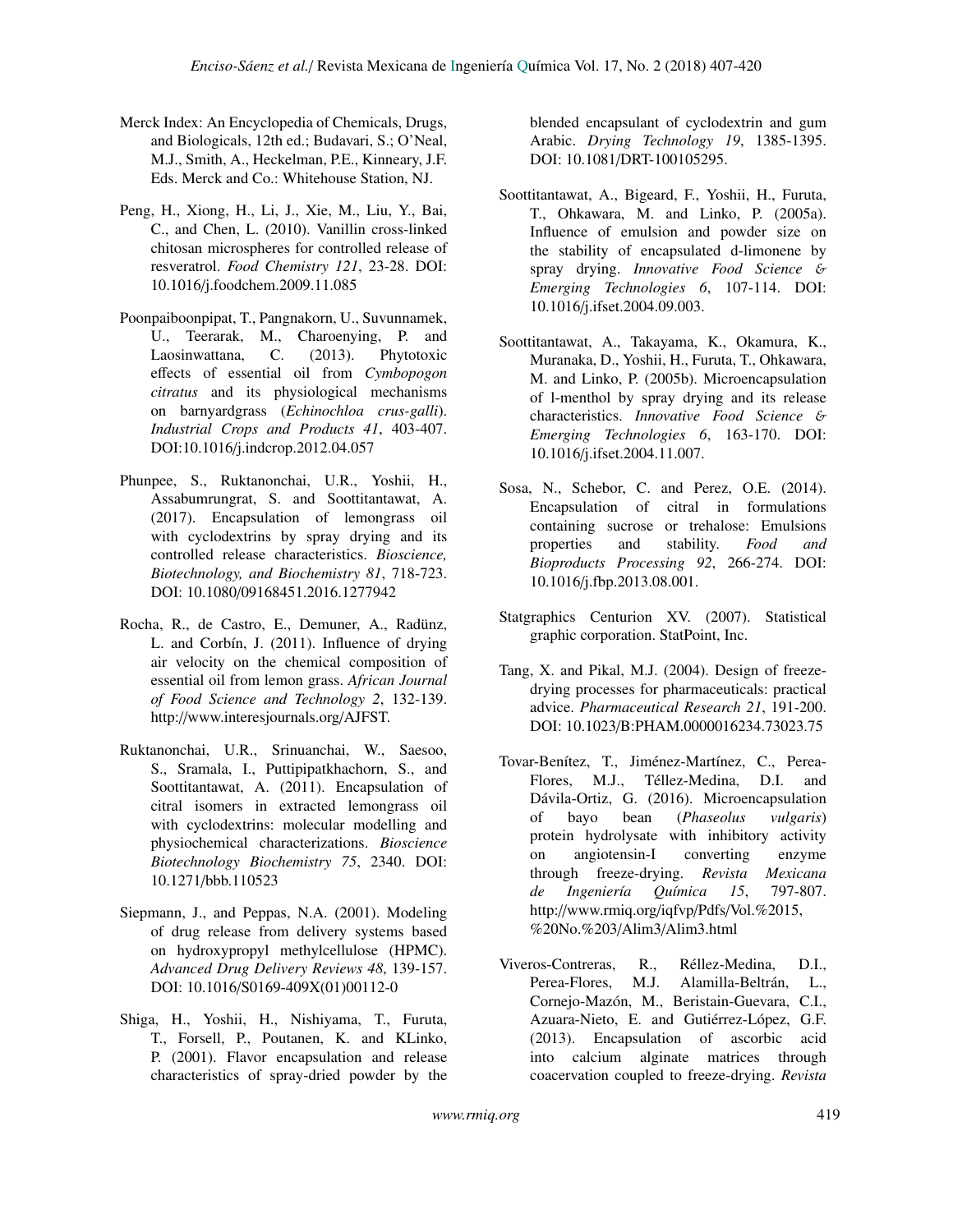Merck Index: An Encyclopedia of Chemicals, Drugs, and Biologicals, 12th ed.; Budavari, S.; O'Neal, M.J., Smith, A., Heckelman, P.E., Kinneary, J.F. Eds. Merck and Co.: Whitehouse Station, NJ.

Peng, H., Xiong, H., Li, J., Xie, M., Liu, Y., Bai, C., and Chen, L. (2010). Vanillin cross-linked chitosan microspheres for controlled release of resveratrol. *Food Chemistry 121*, 23-28. DOI: 10.1016/j.foodchem.2009.11.085

Poonpaiboonpipat, T., Pangnakorn, U., Suvunnamek, U., Teerarak, M., Charoenying, P. and Laosinwattana, C. (2013). Phytotoxic effects of essential oil from *Cymbopogon citratus* and its physiological mechanisms on barnyardgrass (*Echinochloa crus-galli*). *Industrial Crops and Products 41*, 403-407. DOI:10.1016/j.indcrop.2012.04.057

Phunpee, S., Ruktanonchai, U.R., Yoshii, H., Assabumrungrat, S. and Soottitantawat, A. (2017). Encapsulation of lemongrass oil with cyclodextrins by spray drying and its controlled release characteristics. *Bioscience, Biotechnology, and Biochemistry 81*, 718-723. DOI: 10.1080/09168451.2016.1277942

Rocha, R., de Castro, E., Demuner, A., Radünz, L. and Corbín, J. (2011). Influence of drying air velocity on the chemical composition of essential oil from lemon grass. *African Journal of Food Science and Technology 2*, 132-139. http://www.interesjournals.org/AJFST.

Ruktanonchai, U.R., Srinuanchai, W., Saesoo, S., Sramala, I., Puttipipatkhachorn, S., and Soottitantawat, A. (2011). Encapsulation of citral isomers in extracted lemongrass oil with cyclodextrins: molecular modelling and physiochemical characterizations. *Bioscience Biotechnology Biochemistry 75*, 2340. DOI: 10.1271/bbb.110523

Siepmann, J., and Peppas, N.A. (2001). Modeling of drug release from delivery systems based on hydroxypropyl methylcellulose (HPMC). *Advanced Drug Delivery Reviews 48*, 139-157. DOI: 10.1016/S0169-409X(01)00112-0

Shiga, H., Yoshii, H., Nishiyama, T., Furuta, T., Forsell, P., Poutanen, K. and KLinko, P. (2001). Flavor encapsulation and release characteristics of spray-dried powder by the blended encapsulant of cyclodextrin and gum Arabic. *Drying Technology 19*, 1385-1395. DOI: 10.1081/DRT-100105295.

Soottitantawat, A., Bigeard, F., Yoshii, H., Furuta, T., Ohkawara, M. and Linko, P. (2005a). Influence of emulsion and powder size on the stability of encapsulated d-limonene by spray drying. *Innovative Food Science & Emerging Technologies 6*, 107-114. DOI: 10.1016/j.ifset.2004.09.003.

Soottitantawat, A., Takayama, K., Okamura, K., Muranaka, D., Yoshii, H., Furuta, T., Ohkawara, M. and Linko, P. (2005b). Microencapsulation of l-menthol by spray drying and its release characteristics. *Innovative Food Science & Emerging Technologies 6*, 163-170. DOI: 10.1016/j.ifset.2004.11.007.

Sosa, N., Schebor, C. and Perez, O.E. (2014). Encapsulation of citral in formulations containing sucrose or trehalose: Emulsions properties and stability. *Food and Bioproducts Processing 92*, 266-274. DOI: 10.1016/j.fbp.2013.08.001.

Statgraphics Centurion XV. (2007). Statistical graphic corporation. StatPoint, Inc.

Tang, X. and Pikal, M.J. (2004). Design of freeze-drying processes for pharmaceuticals: practical advice. *Pharmaceutical Research 21*, 191-200. DOI: 10.1023/B:PHAM.0000016234.73023.75

Tovar-Benítez, T., Jiménez-Martínez, C., Perea-Flores, M.J., Téllez-Medina, D.I. and Dávila-Ortiz, G. (2016). Microencapsulation of bayo bean (*Phaseolus vulgaris*) protein hydrolysate with inhibitory activity on angiotensin-I converting enzyme through freeze-drying. *Revista Mexicana de Ingeniería Química 15*, 797-807. http://www.rmiq.org/iqfvp/Pdfs/Vol.%2015, %20No.%203/Alim3/Alim3.html

Viveros-Contreras, R., Réllez-Medina, D.I., Perea-Flores, M.J. Alamilla-Beltrán, L., Cornejo-Mazón, M., Beristain-Guevara, C.I., Azuara-Nieto, E. and Gutiérrez-López, G.F. (2013). Encapsulation of ascorbic acid into calcium alginate matrices through coacervation coupled to freeze-drying. *Revista*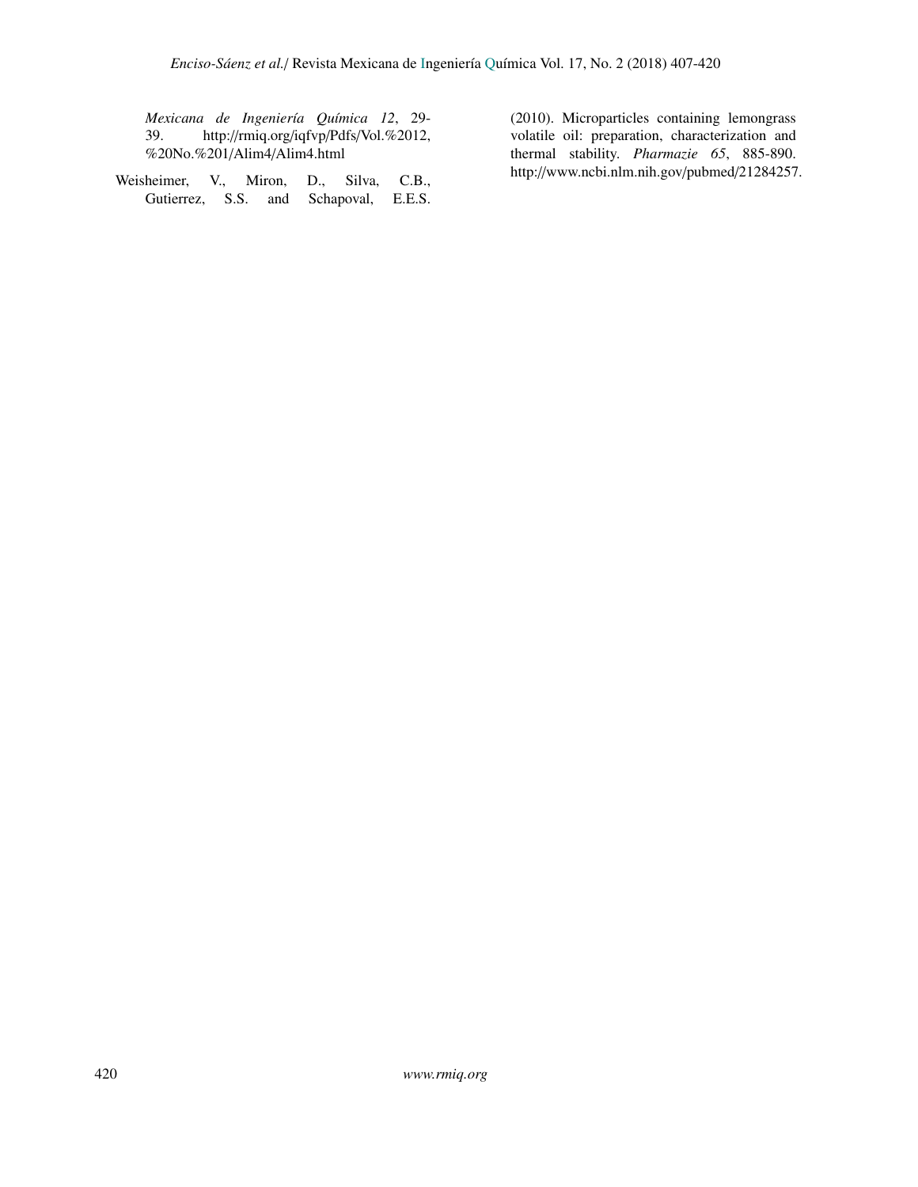*Mexicana de Ingeniería Química 12*, 29-39. http://rmiq.org/iqfvp/Pdfs/Vol.%2012,%20No.%201/Alim4/Alim4.html

Weisheimer, V., Miron, D., Silva, C.B., Gutierrez, S.S. and Schapoval, E.E.S. (2010). Microparticles containing lemongrass volatile oil: preparation, characterization and thermal stability. *Pharmazie 65*, 885-890. http://www.ncbi.nlm.nih.gov/pubmed/21284257.